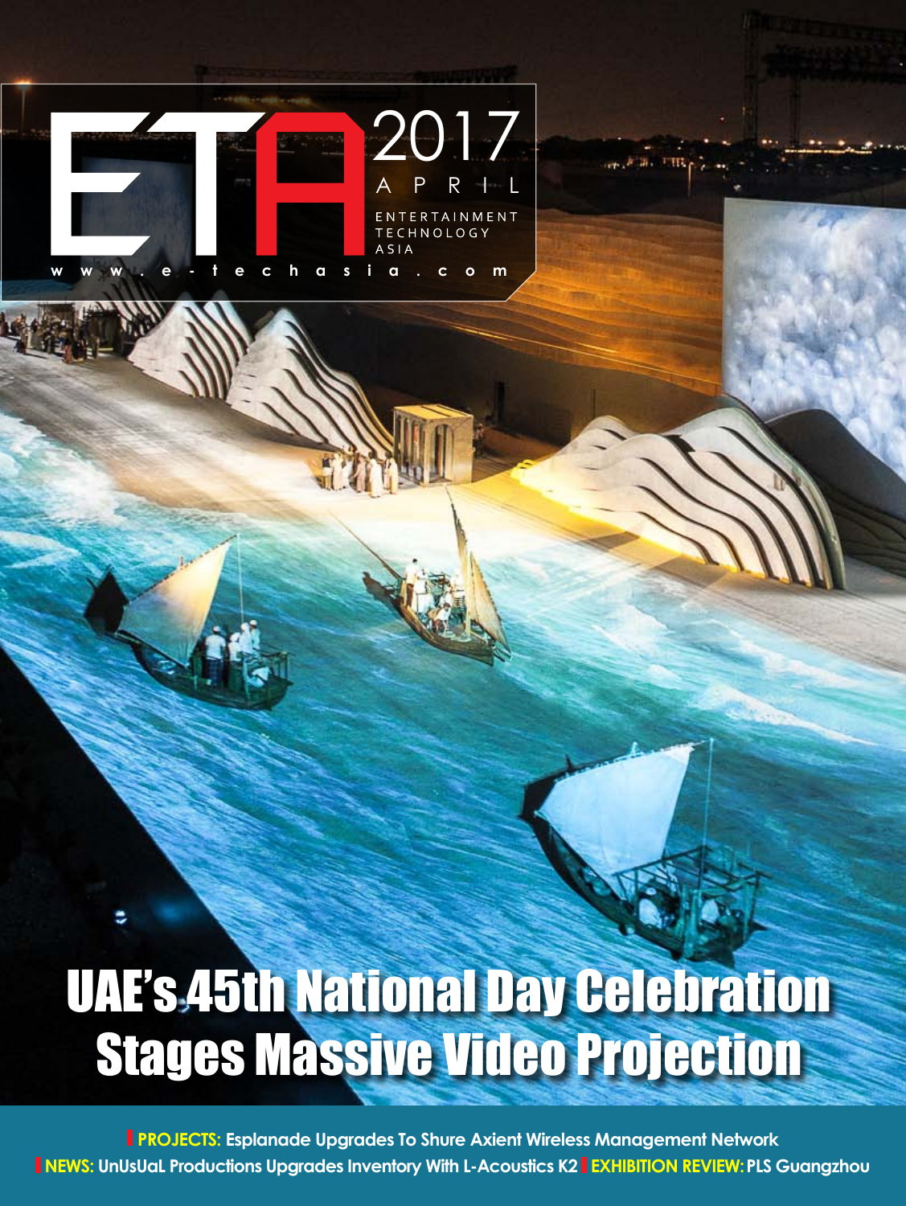# ETA

2017 APRIL

ENTERTAINMENT TECHNOLOGY ASIA

www.e-techasia.com

# UAE's 45th National Day Celebration Stages Massive Video Projection

**PROJECTS:** Esplanade Upgrades To Shure Axient Wireless Management Network

**NEWS:** UnUsUaL Productions Upgrades Inventory With L-Acoustics K2 **EXHIBITION REVIEW:** PLS Guangzhou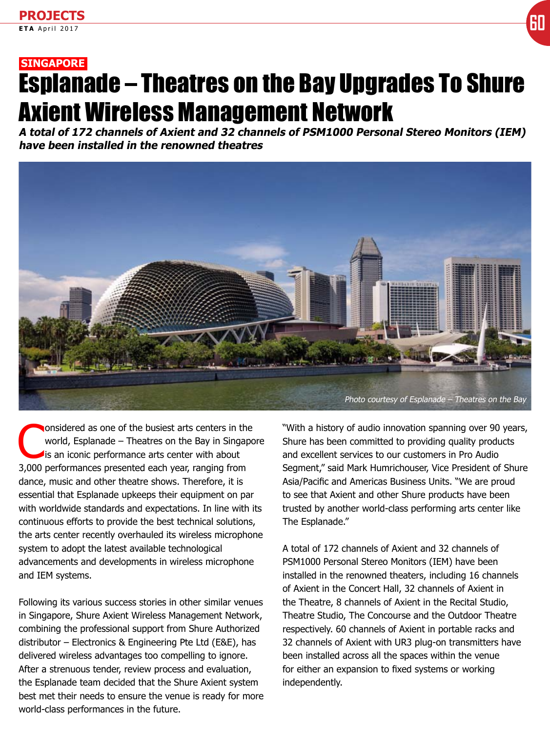SINGAPORE

# Esplanade – Theatres on the Bay Upgrades To Shure Axient Wireless Management Network

***A total of 172 channels of Axient and 32 channels of PSM1000 Personal Stereo Monitors (IEM) have been installed in the renowned theatres***

*Photo courtesy of Esplanade – Theatres on the Bay*

Considered as one of the busiest arts centers in the world, Esplanade – Theatres on the Bay in Singapore is an iconic performance arts center with about 3,000 performances presented each year, ranging from dance, music and other theatre shows. Therefore, it is essential that Esplanade upkeeps their equipment on par with worldwide standards and expectations. In line with its continuous efforts to provide the best technical solutions, the arts center recently overhauled its wireless microphone system to adopt the latest available technological advancements and developments in wireless microphone and IEM systems.

Following its various success stories in other similar venues in Singapore, Shure Axient Wireless Management Network, combining the professional support from Shure Authorized distributor – Electronics & Engineering Pte Ltd (E&E), has delivered wireless advantages too compelling to ignore. After a strenuous tender, review process and evaluation, the Esplanade team decided that the Shure Axient system best met their needs to ensure the venue is ready for more world-class performances in the future.

"With a history of audio innovation spanning over 90 years, Shure has been committed to providing quality products and excellent services to our customers in Pro Audio Segment," said Mark Humrichouser, Vice President of Shure Asia/Pacific and Americas Business Units. "We are proud to see that Axient and other Shure products have been trusted by another world-class performing arts center like The Esplanade."

A total of 172 channels of Axient and 32 channels of PSM1000 Personal Stereo Monitors (IEM) have been installed in the renowned theaters, including 16 channels of Axient in the Concert Hall, 32 channels of Axient in the Theatre, 8 channels of Axient in the Recital Studio, Theatre Studio, The Concourse and the Outdoor Theatre respectively. 60 channels of Axient in portable racks and 32 channels of Axient with UR3 plug-on transmitters have been installed across all the spaces within the venue for either an expansion to fixed systems or working independently.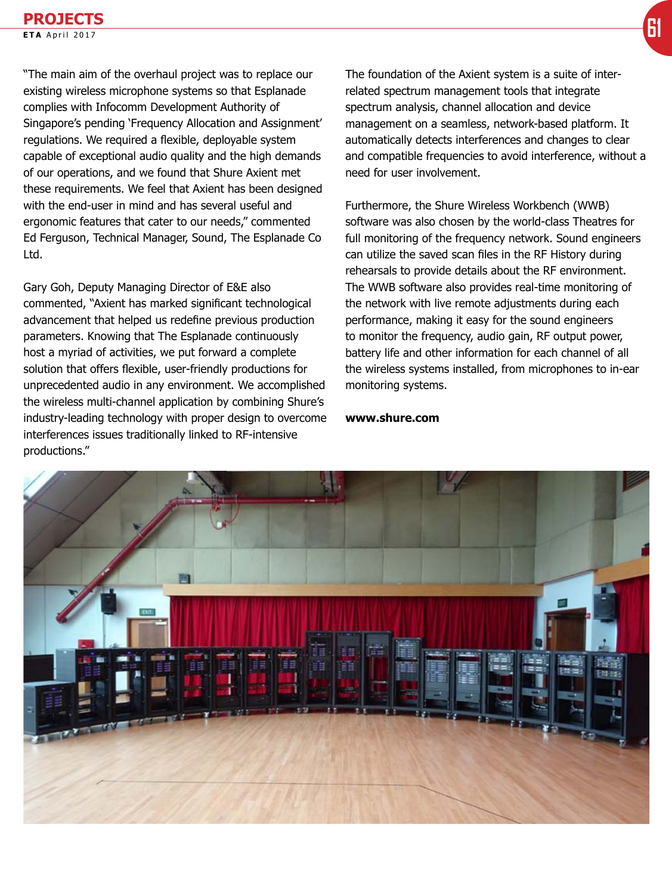"The main aim of the overhaul project was to replace our existing wireless microphone systems so that Esplanade complies with Infocomm Development Authority of Singapore's pending 'Frequency Allocation and Assignment' regulations. We required a flexible, deployable system capable of exceptional audio quality and the high demands of our operations, and we found that Shure Axient met these requirements. We feel that Axient has been designed with the end-user in mind and has several useful and ergonomic features that cater to our needs," commented Ed Ferguson, Technical Manager, Sound, The Esplanade Co Ltd.

Gary Goh, Deputy Managing Director of E&E also commented, "Axient has marked significant technological advancement that helped us redefine previous production parameters. Knowing that The Esplanade continuously host a myriad of activities, we put forward a complete solution that offers flexible, user-friendly productions for unprecedented audio in any environment. We accomplished the wireless multi-channel application by combining Shure's industry-leading technology with proper design to overcome interferences issues traditionally linked to RF-intensive productions."

The foundation of the Axient system is a suite of inter-related spectrum management tools that integrate spectrum analysis, channel allocation and device management on a seamless, network-based platform. It automatically detects interferences and changes to clear and compatible frequencies to avoid interference, without a need for user involvement.

Furthermore, the Shure Wireless Workbench (WWB) software was also chosen by the world-class Theatres for full monitoring of the frequency network. Sound engineers can utilize the saved scan files in the RF History during rehearsals to provide details about the RF environment. The WWB software also provides real-time monitoring of the network with live remote adjustments during each performance, making it easy for the sound engineers to monitor the frequency, audio gain, RF output power, battery life and other information for each channel of all the wireless systems installed, from microphones to in-ear monitoring systems.

**www.shure.com**